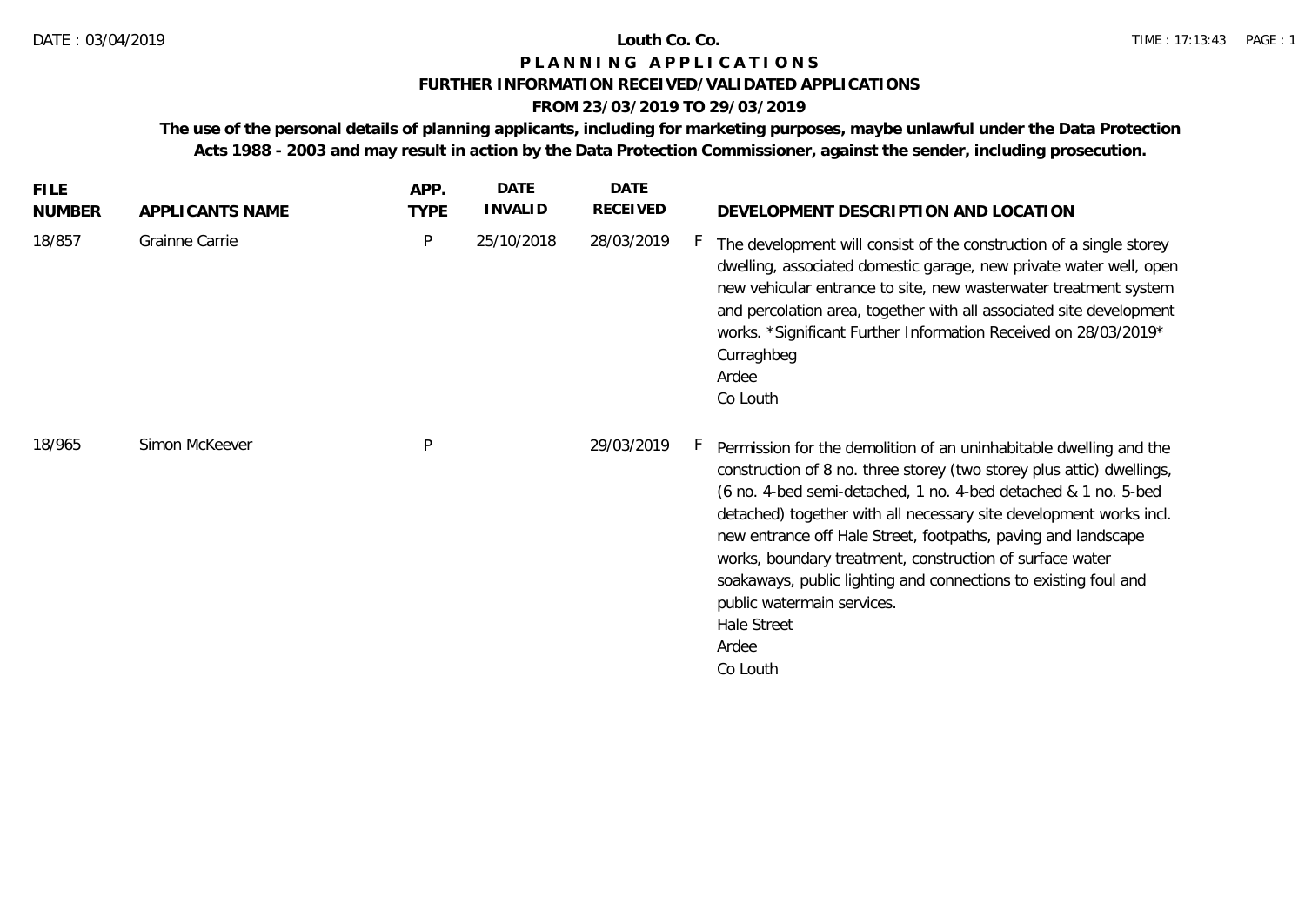# Louth Co. Co.

## P L A N N I N G   A P P L I C A T I O N S

### FURTHER INFORMATION RECEIVED/VALIDATED APPLICATIONS

### FROM 23/03/2019 TO 29/03/2019

**The use of the personal details of planning applicants, including for marketing purposes, maybe unlawful under the Data Protection Acts 1988 - 2003 and may result in action by the Data Protection Commissioner, against the sender, including prosecution.**

| FILE NUMBER | APPLICANTS NAME | APP. TYPE | DATE INVALID | DATE RECEIVED | | DEVELOPMENT DESCRIPTION AND LOCATION |
|---|---|---|---|---|---|---|
| 18/857 | Grainne Carrie | P | 25/10/2018 | 28/03/2019 | F | The development will consist of the construction of a single storey dwelling, associated domestic garage, new private water well, open new vehicular entrance to site, new wasterwater treatment system and percolation area, together with all associated site development works. *Significant Further Information Received on 28/03/2019* Curraghbeg Ardee Co Louth |
| 18/965 | Simon McKeever | P | | 29/03/2019 | F | Permission for the demolition of an uninhabitable dwelling and the construction of 8 no. three storey (two storey plus attic) dwellings, (6 no. 4-bed semi-detached, 1 no. 4-bed detached & 1 no. 5-bed detached) together with all necessary site development works incl. new entrance off Hale Street, footpaths, paving and landscape works, boundary treatment, construction of surface water soakaways, public lighting and connections to existing foul and public watermain services. Hale Street Ardee Co Louth |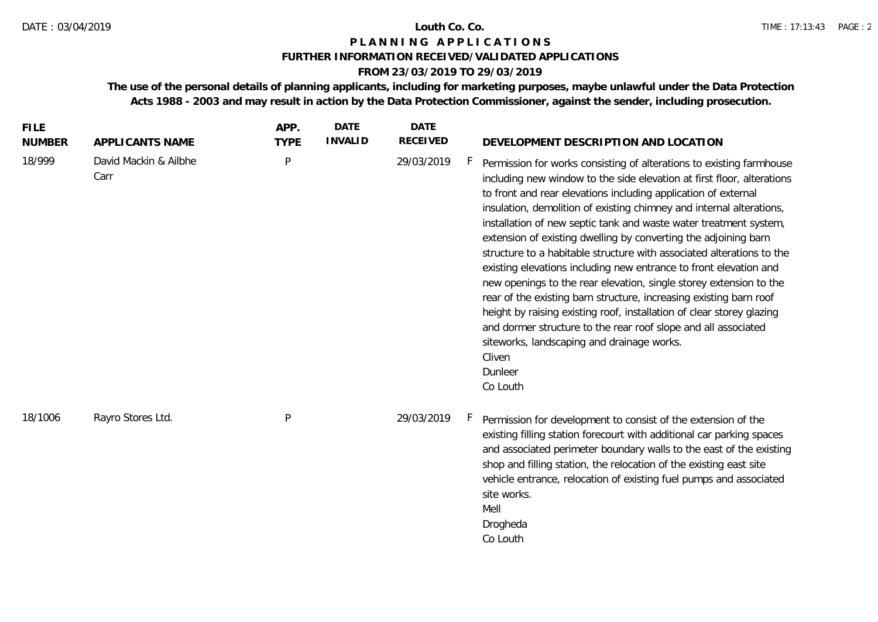**Louth Co. Co.**

**P L A N N I N G   A P P L I C A T I O N S**

**FURTHER INFORMATION RECEIVED/VALIDATED APPLICATIONS**

**FROM 23/03/2019 TO 29/03/2019**

**The use of the personal details of planning applicants, including for marketing purposes, maybe unlawful under the Data Protection Acts 1988 - 2003 and may result in action by the Data Protection Commissioner, against the sender, including prosecution.**

| FILE NUMBER | APPLICANTS NAME | APP. TYPE | DATE INVALID | DATE RECEIVED | | DEVELOPMENT DESCRIPTION AND LOCATION |
|---|---|---|---|---|---|---|
| 18/999 | David Mackin & Ailbhe Carr | P | | 29/03/2019 | F | Permission for works consisting of alterations to existing farmhouse including new window to the side elevation at first floor, alterations to front and rear elevations including application of external insulation, demolition of existing chimney and internal alterations, installation of new septic tank and waste water treatment system, extension of existing dwelling by converting the adjoining barn structure to a habitable structure with associated alterations to the existing elevations including new entrance to front elevation and new openings to the rear elevation, single storey extension to the rear of the existing barn structure, increasing existing barn roof height by raising existing roof, installation of clear storey glazing and dormer structure to the rear roof slope and all associated siteworks, landscaping and drainage works.<br>Cliven<br>Dunleer<br>Co Louth |
| 18/1006 | Rayro Stores Ltd. | P | | 29/03/2019 | F | Permission for development to consist of the extension of the existing filling station forecourt with additional car parking spaces and associated perimeter boundary walls to the east of the existing shop and filling station, the relocation of the existing east site vehicle entrance, relocation of existing fuel pumps and associated site works.<br>Mell<br>Drogheda<br>Co Louth |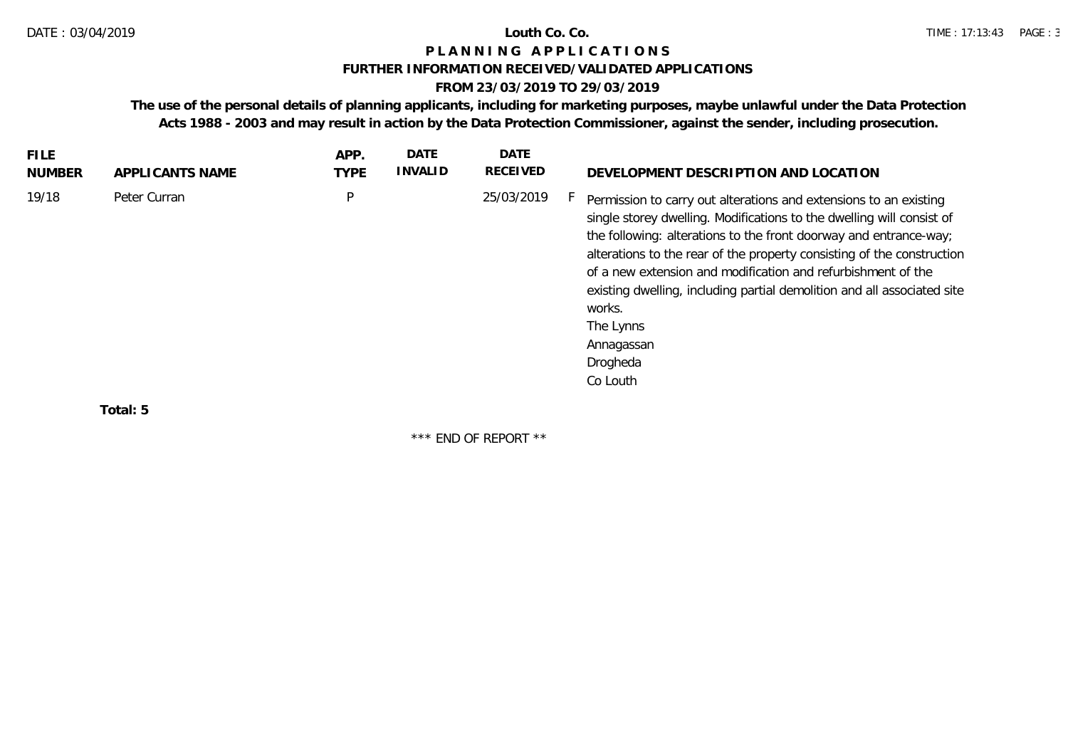**Louth Co. Co.**

# P L A N N I N G A P P L I C A T I O N S

**FURTHER INFORMATION RECEIVED/VALIDATED APPLICATIONS**

**FROM 23/03/2019 TO 29/03/2019**

**The use of the personal details of planning applicants, including for marketing purposes, maybe unlawful under the Data Protection Acts 1988 - 2003 and may result in action by the Data Protection Commissioner, against the sender, including prosecution.**

| FILE NUMBER | APPLICANTS NAME | APP. TYPE | DATE INVALID | DATE RECEIVED | | DEVELOPMENT DESCRIPTION AND LOCATION |
|---|---|---|---|---|---|---|
| 19/18 | Peter Curran | P | | 25/03/2019 | F | Permission to carry out alterations and extensions to an existing single storey dwelling. Modifications to the dwelling will consist of the following: alterations to the front doorway and entrance-way; alterations to the rear of the property consisting of the construction of a new extension and modification and refurbishment of the existing dwelling, including partial demolition and all associated site works. The Lynns Annagassan Drogheda Co Louth |

**Total: 5**

\*\*\* END OF REPORT \*\*